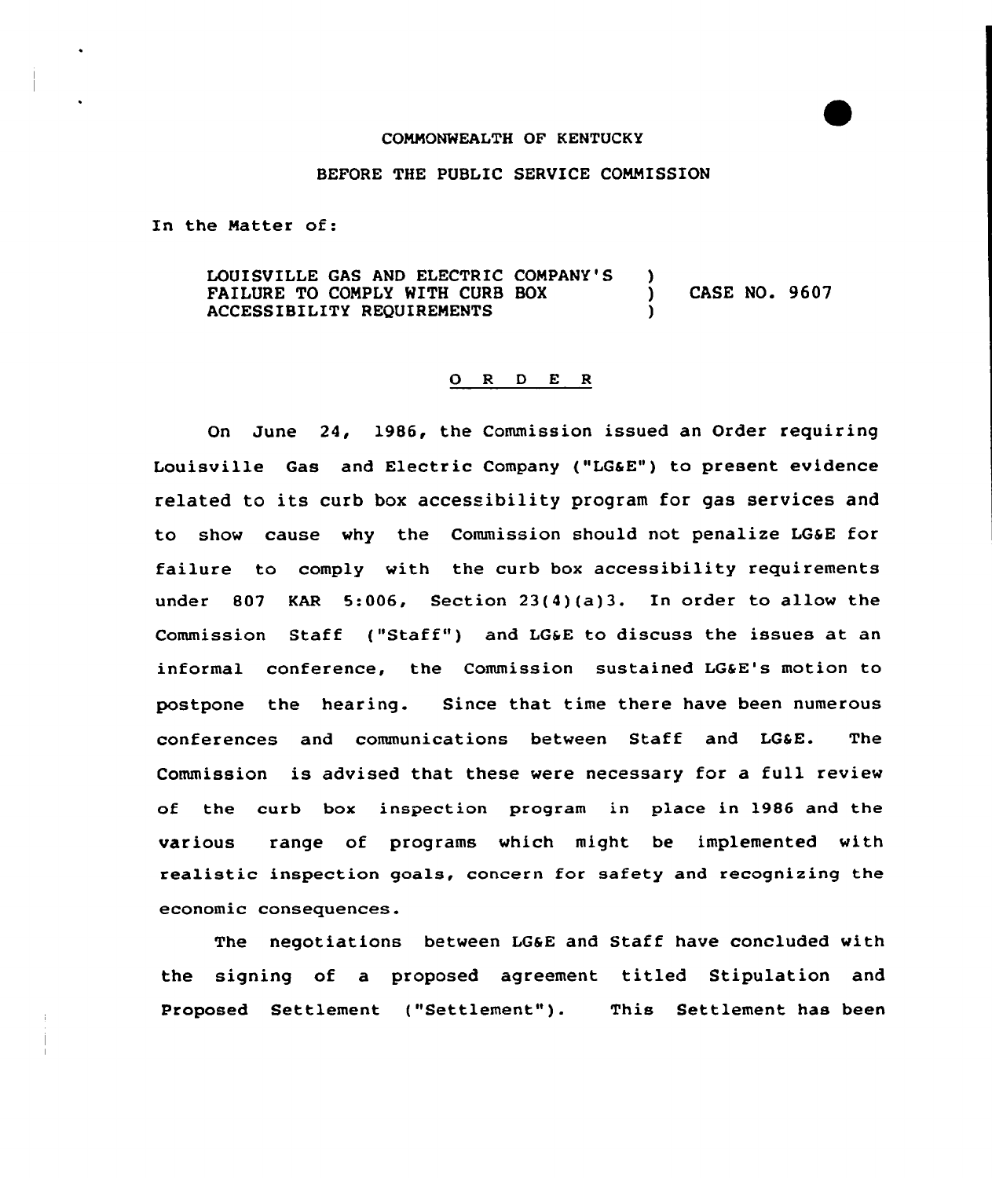COMMONWEALTH OF KENTUCKY

BEFORE THE PUBLIC SERVICE COMMISSION

In the Matter of:

| | | |
|---|---|---|
| LOUISVILLE GAS AND ELECTRIC COMPANY'S FAILURE TO COMPLY WITH CURB BOX ACCESSIBILITY REQUIREMENTS | ) ) ) | CASE NO. 9607 |

O R D E R

On June 24, 1986, the Commission issued an Order requiring Louisville Gas and Electric Company ("LG&E") to present evidence related to its curb box accessibility program for gas services and to show cause why the Commission should not penalize LG&E for failure to comply with the curb box accessibility requirements under 807 KAR 5:006, Section 23(4)(a)3. In order to allow the Commission Staff ("Staff") and LG&E to discuss the issues at an informal conference, the Commission sustained LG&E's motion to postpone the hearing. Since that time there have been numerous conferences and communications between Staff and LG&E. The Commission is advised that these were necessary for a full review of the curb box inspection program in place in 1986 and the various range of programs which might be implemented with realistic inspection goals, concern for safety and recognizing the economic consequences.

The negotiations between LG&E and Staff have concluded with the signing of a proposed agreement titled Stipulation and Proposed Settlement ("Settlement"). This Settlement has been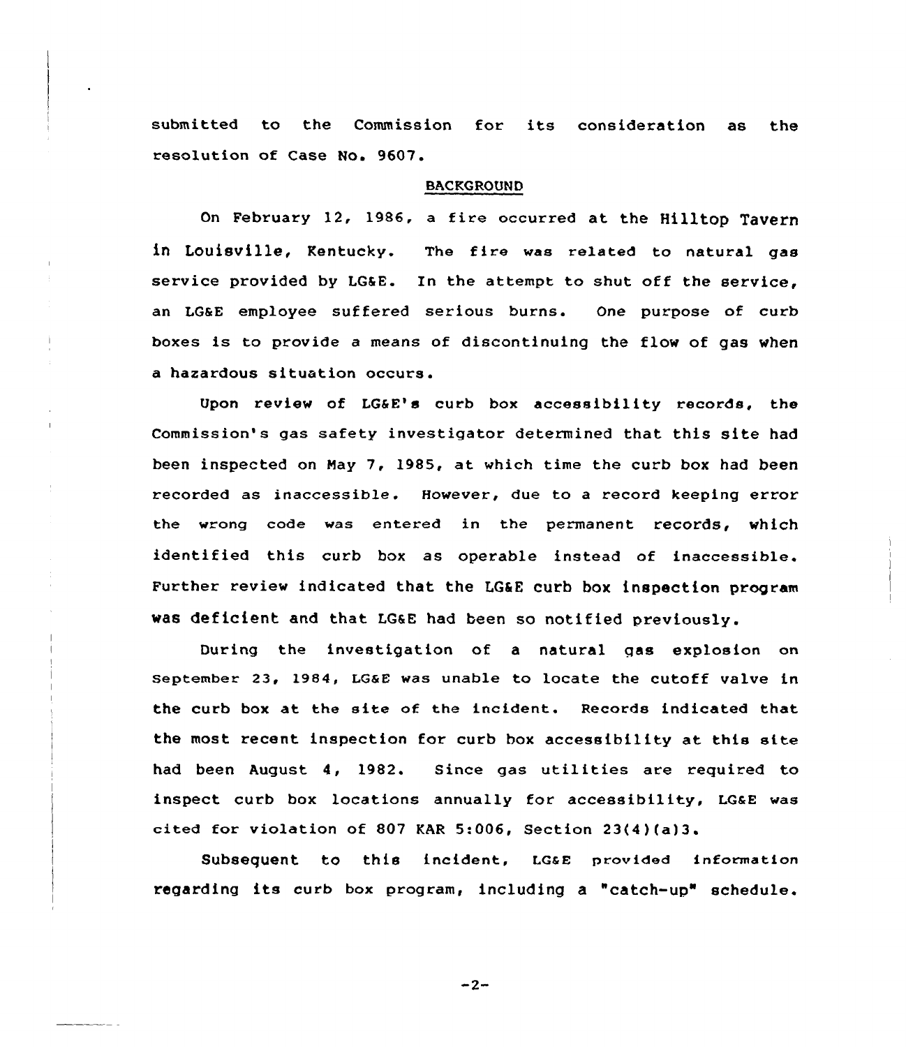submitted to the Commission for its consideration as the resolution of Case No. 9607.

## BACKGROUND

On February 12, 1986, a fire occurred at the Hilltop Tavern in Louisville, Kentucky. The fire was related to natural gas service provided by LG&E. In the attempt to shut off the service, an LG&E employee suffered serious burns. One purpose of curb boxes is to provide a means of discontinuing the flow of gas when a hazardous situation occurs.

Upon review of LG&E's curb box accessibility records, the Commission's gas safety investigator determined that this site had been inspected on May 7, 1985, at which time the curb box had been recorded as inaccessible. However, due to a record keeping error the wrong code was entered in the permanent records, which identified this curb box as operable instead of inaccessible. Further review indicated that the LG&E curb box inspection program was deficient and that LG&E had been so notified previously.

During the investigation of a natural gas explosion on September 23, 1984, LG&E was unable to locate the cutoff valve in the curb box at the site of the incident. Records indicated that the most recent inspection for curb box accessibility at this site had been August 4, 1982. Since gas utilities are required to inspect curb box locations annually for accessibility, LG&E was cited for violation of 807 KAR 5:006, Section 23(4)(a)3.

Subsequent to this incident, LG&E provided information regarding its curb box program, including a "catch-up" schedule.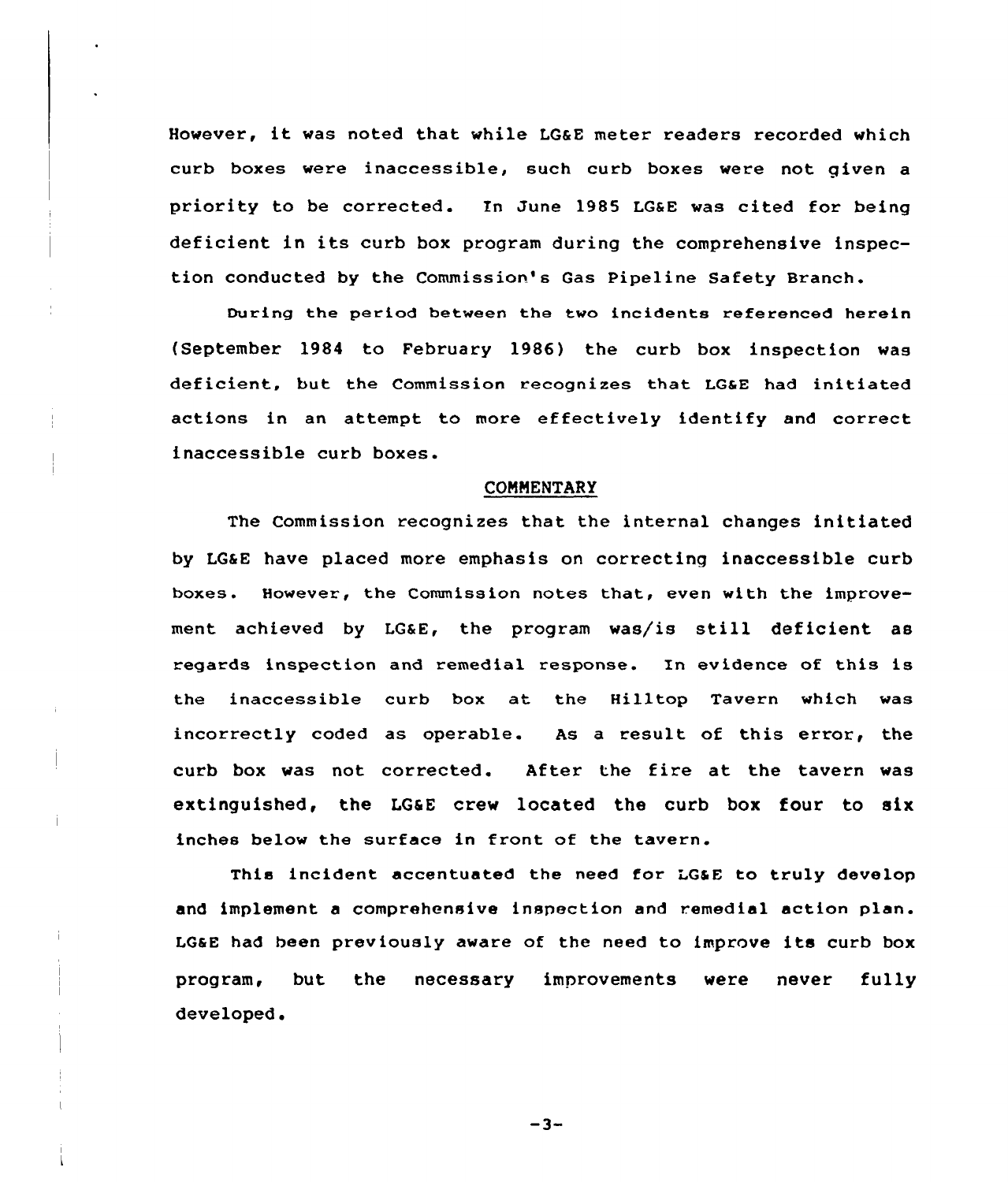However, it was noted that while LG&E meter readers recorded which curb boxes were inaccessible, such curb boxes were not given a priority to be corrected. In June 1985 LG&E was cited for being deficient in its curb box program during the comprehensive inspection conducted by the Commission's Gas Pipeline Safety Branch.

During the period between the two incidents referenced herein (September 1984 to February 1986) the curb box inspection was deficient, but the Commission recognizes that LG&E had initiated actions in an attempt to more effectively identify and correct inaccessible curb boxes.

## COMMENTARY

The Commission recognizes that the internal changes initiated by LG&E have placed more emphasis on correcting inaccessible curb boxes. However, the Commission notes that, even with the improvement achieved by LG&E, the program was/is still deficient as regards inspection and remedial response. In evidence of this is the inaccessible curb box at the Hilltop Tavern which was incorrectly coded as operable. As a result of this error, the curb box was not corrected. After the fire at the tavern was extinguished, the LG&E crew located the curb box four to six inches below the surface in front of the tavern.

This incident accentuated the need for LG&E to truly develop and implement a comprehensive inspection and remedial action plan. LG&E had been previously aware of the need to improve its curb box program, but the necessary improvements were never fully developed.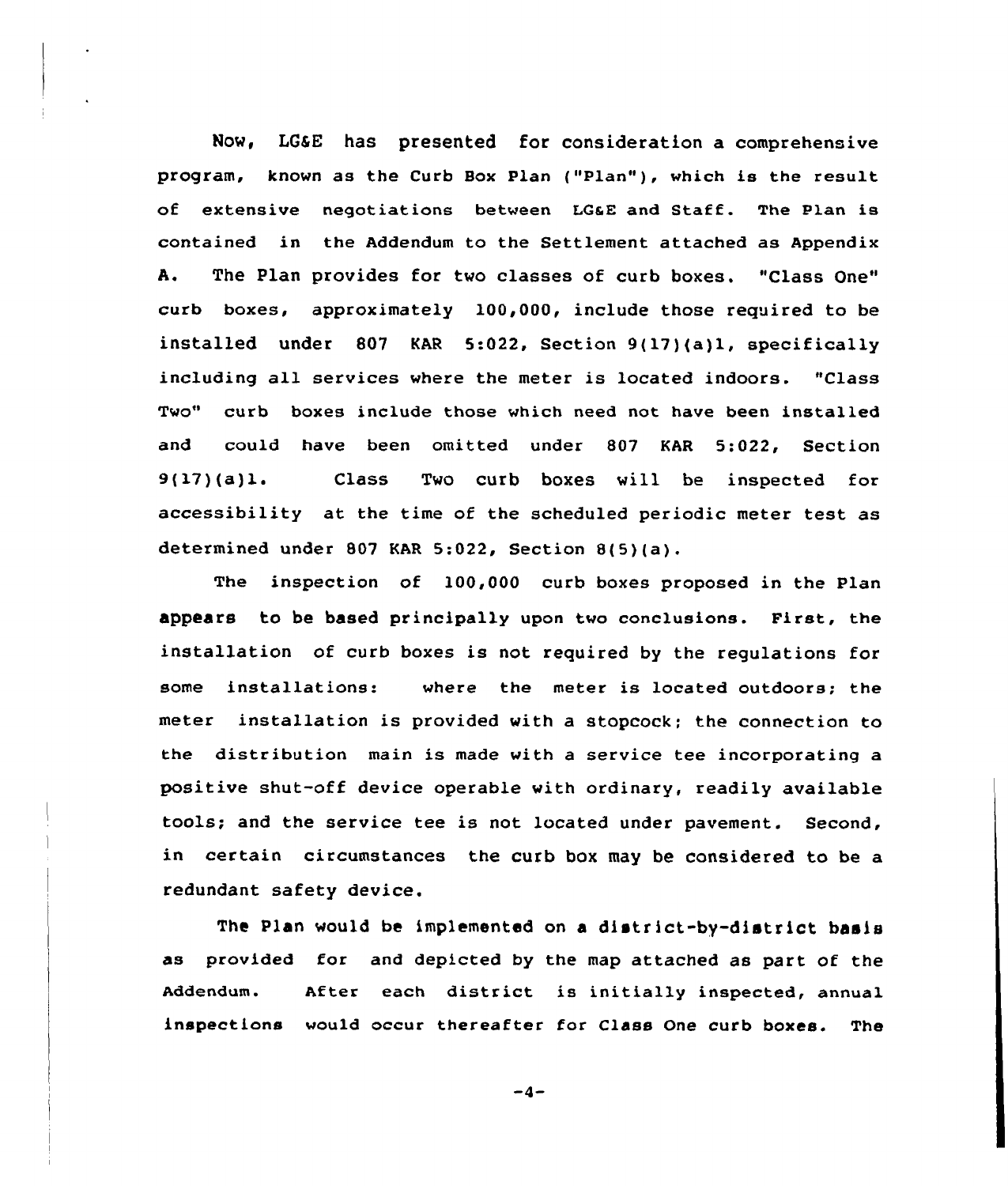Now, LG&E has presented for consideration a comprehensive program, known as the Curb Box Plan ("Plan"), which is the result of extensive negotiations between LG&E and Staff. The Plan is contained in the Addendum to the Settlement attached as Appendix A. The Plan provides for two classes of curb boxes. "Class One" curb boxes, approximately 100,000, include those required to be installed under 807 KAR 5:022, Section 9(17)(a)1, specifically including all services where the meter is located indoors. "Class Two" curb boxes include those which need not have been installed and could have been omitted under 807 KAR 5:022, Section 9(17)(a)1. Class Two curb boxes will be inspected for accessibility at the time of the scheduled periodic meter test as determined under 807 KAR 5:022, Section 8(5)(a).

The inspection of 100,000 curb boxes proposed in the Plan appears to be based principally upon two conclusions. First, the installation of curb boxes is not required by the regulations for some installations: where the meter is located outdoors; the meter installation is provided with a stopcock; the connection to the distribution main is made with a service tee incorporating a positive shut-off device operable with ordinary, readily available tools; and the service tee is not located under pavement. Second, in certain circumstances the curb box may be considered to be a redundant safety device.

The Plan would be implemented on a district-by-district basis as provided for and depicted by the map attached as part of the Addendum. After each district is initially inspected, annual inspections would occur thereafter for Class One curb boxes. The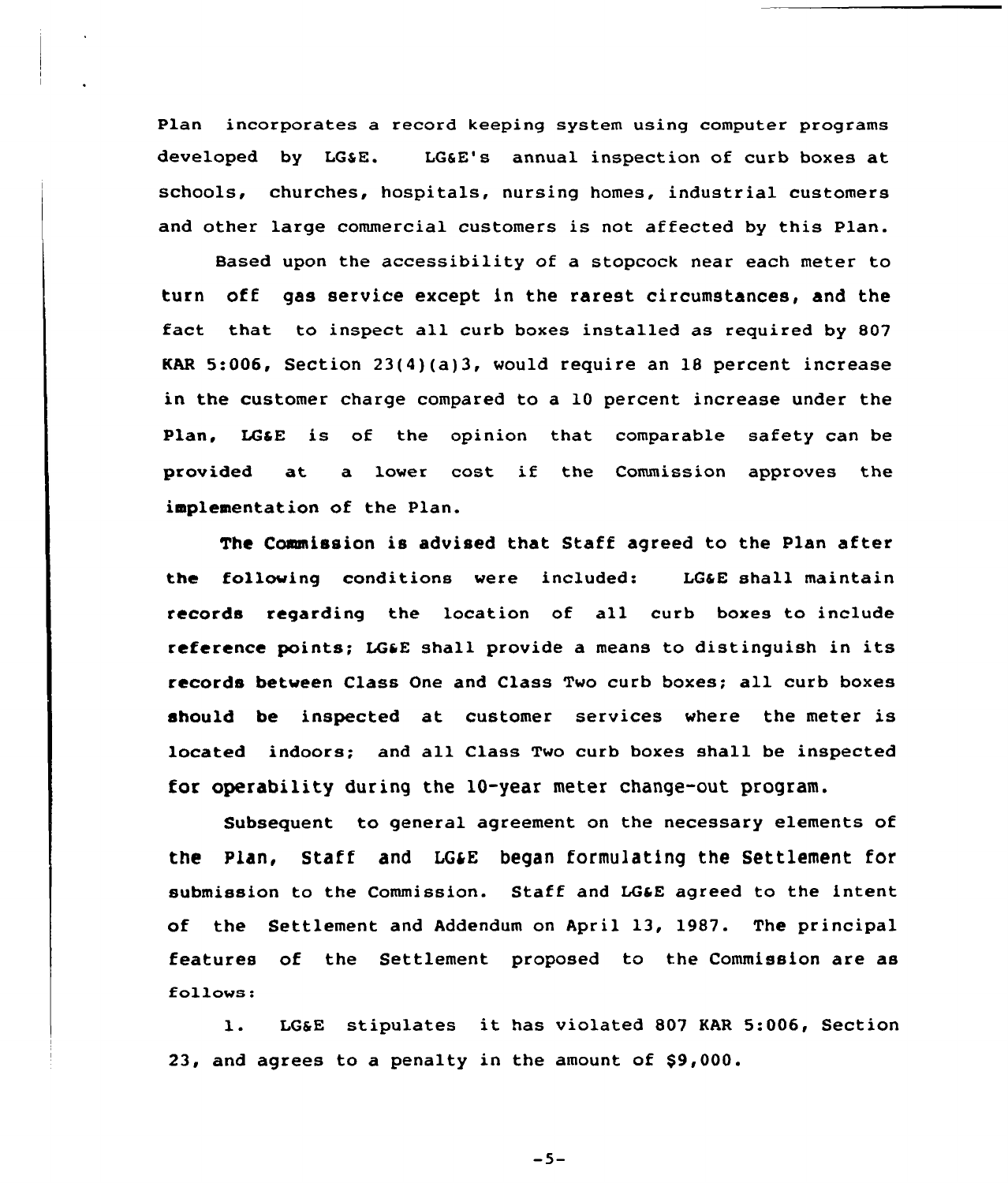Plan incorporates a record keeping system using computer programs developed by LG&E. LG&E's annual inspection of curb boxes at schools, churches, hospitals, nursing homes, industrial customers and other large commercial customers is not affected by this Plan.

Based upon the accessibility of a stopcock near each meter to turn off gas service except in the rarest circumstances, and the fact that to inspect all curb boxes installed as required by 807 KAR 5:006, Section 23(4)(a)3, would require an 18 percent increase in the customer charge compared to a 10 percent increase under the Plan, LG&E is of the opinion that comparable safety can be provided at a lower cost if the Commission approves the implementation of the Plan.

The Commission is advised that Staff agreed to the Plan after the following conditions were included: LG&E shall maintain records regarding the location of all curb boxes to include reference points; LG&E shall provide a means to distinguish in its records between Class One and Class Two curb boxes; all curb boxes should be inspected at customer services where the meter is located indoors; and all Class Two curb boxes shall be inspected for operability during the 10-year meter change-out program.

Subsequent to general agreement on the necessary elements of the Plan, Staff and LG&E began formulating the Settlement for submission to the Commission. Staff and LG&E agreed to the intent of the Settlement and Addendum on April 13, 1987. The principal features of the Settlement proposed to the Commission are as follows:

1. LG&E stipulates it has violated 807 KAR 5:006, Section 23, and agrees to a penalty in the amount of $9,000.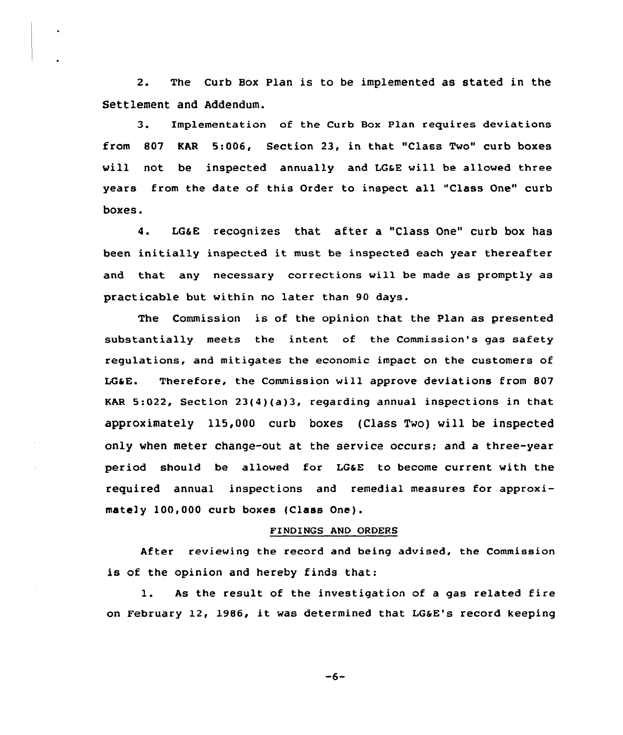2. The Curb Box Plan is to be implemented as stated in the Settlement and Addendum.

3. Implementation of the Curb Box Plan requires deviations from 807 KAR 5:006, Section 23, in that "Class Two" curb boxes will not be inspected annually and LG&E will be allowed three years from the date of this Order to inspect all "Class One" curb boxes.

4. LG&E recognizes that after a "Class One" curb box has been initially inspected it must be inspected each year thereafter and that any necessary corrections will be made as promptly as practicable but within no later than 90 days.

The Commission is of the opinion that the Plan as presented substantially meets the intent of the Commission's gas safety regulations, and mitigates the economic impact on the customers of LG&E. Therefore, the Commission will approve deviations from 807 KAR 5:022, Section 23(4)(a)3, regarding annual inspections in that approximately 115,000 curb boxes (Class Two) will be inspected only when meter change-out at the service occurs; and a three-year period should be allowed for LG&E to become current with the required annual inspections and remedial measures for approximately 100,000 curb boxes (Class One).

## FINDINGS AND ORDERS

After reviewing the record and being advised, the Commission is of the opinion and hereby finds that:

1. As the result of the investigation of a gas related fire on February 12, 1986, it was determined that LG&E's record keeping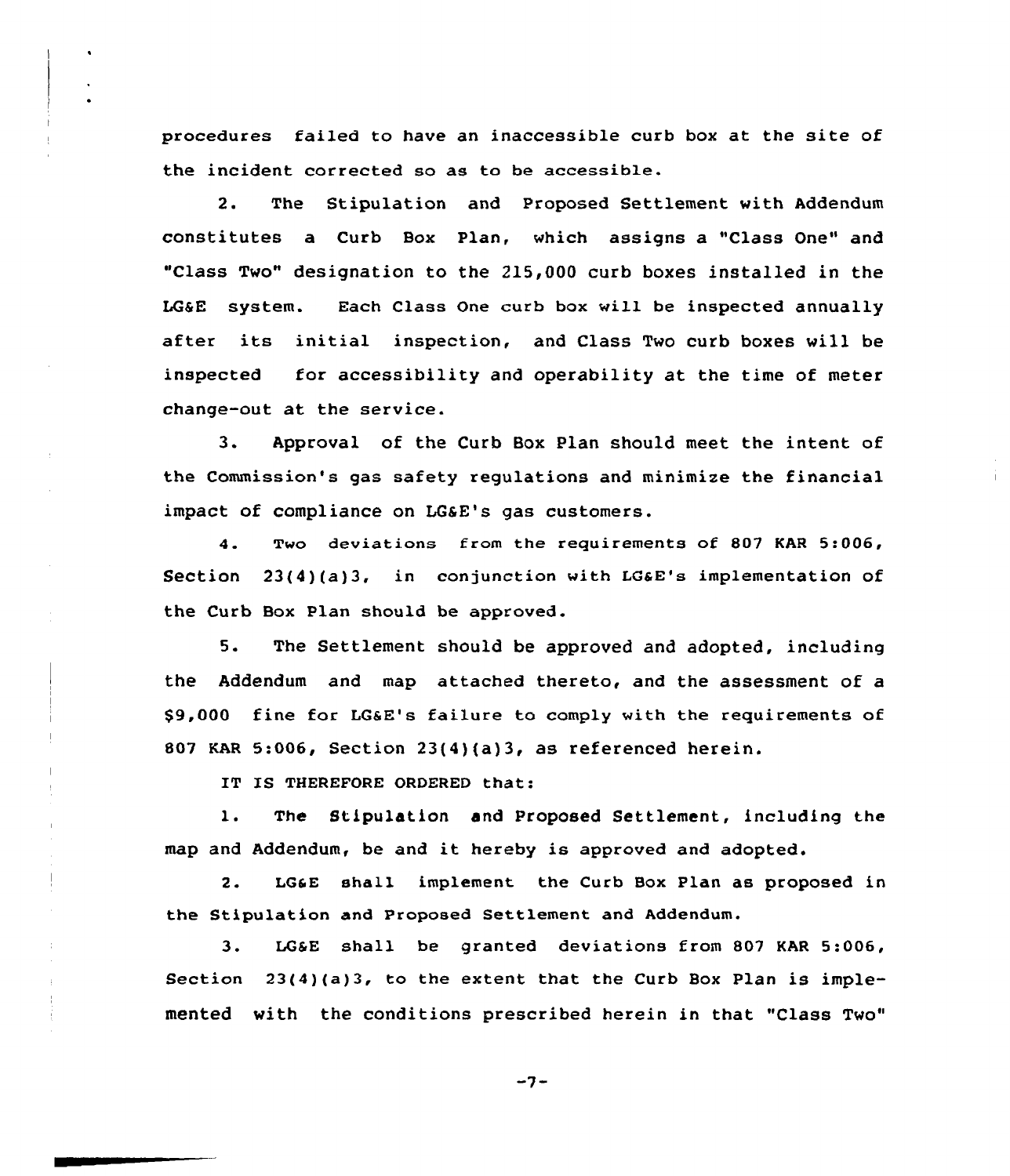procedures failed to have an inaccessible curb box at the site of the incident corrected so as to be accessible.

2. The Stipulation and Proposed Settlement with Addendum constitutes a Curb Box Plan, which assigns a "Class One" and "Class Two" designation to the 215,000 curb boxes installed in the LG&E system. Each Class One curb box will be inspected annually after its initial inspection, and Class Two curb boxes will be inspected for accessibility and operability at the time of meter change-out at the service.

3. Approval of the Curb Box Plan should meet the intent of the Commission's gas safety regulations and minimize the financial impact of compliance on LG&E's gas customers.

4. Two deviations from the requirements of 807 KAR 5:006, Section 23(4)(a)3, in conjunction with LG&E's implementation of the Curb Box Plan should be approved.

5. The Settlement should be approved and adopted, including the Addendum and map attached thereto, and the assessment of a $9,000 fine for LG&E's failure to comply with the requirements of 807 KAR 5:006, Section 23(4)(a)3, as referenced herein.

IT IS THEREFORE ORDERED that:

1. The Stipulation and Proposed Settlement, including the map and Addendum, be and it hereby is approved and adopted.

2. LG&E shall implement the Curb Box Plan as proposed in the Stipulation and Proposed Settlement and Addendum.

3. LG&E shall be granted deviations from 807 KAR 5:006, Section 23(4)(a)3, to the extent that the Curb Box Plan is implemented with the conditions prescribed herein in that "Class Two"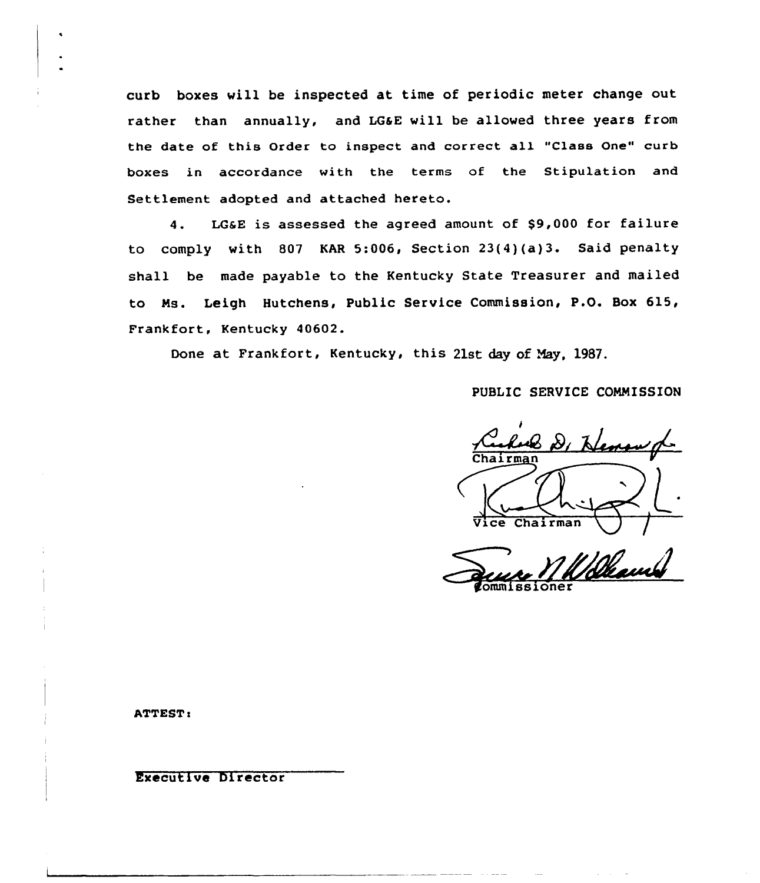curb boxes will be inspected at time of periodic meter change out rather than annually, and LG&E will be allowed three years from the date of this Order to inspect and correct all "Class One" curb boxes in accordance with the terms of the Stipulation and Settlement adopted and attached hereto.

4. LG&E is assessed the agreed amount of $9,000 for failure to comply with 807 KAR 5:006, Section 23(4)(a)3. Said penalty shall be made payable to the Kentucky State Treasurer and mailed to Ms. Leigh Hutchens, Public Service Commission, P.O. Box 615, Frankfort, Kentucky 40602.

Done at Frankfort, Kentucky, this 21st day of May, 1987.

PUBLIC SERVICE COMMISSION

Chairman

Vice Chairman

Commissioner

ATTEST:

Executive Director